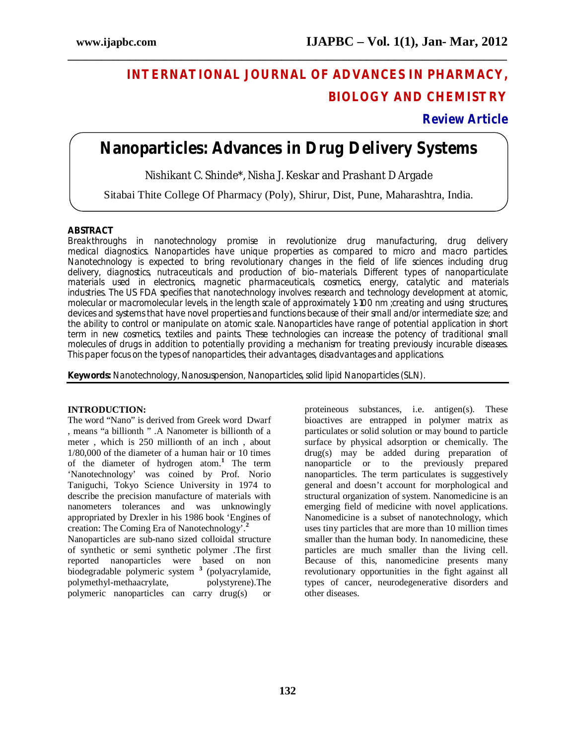# INTERNATIONAL JOURNAL OF ADVANCES IN PHARMACY, BIOLOGY AND CHEMISTRY

**Review Article**

# Nanoparticles: Advances in Drug Delivery Systems

Nishikant C. Shinde*, Nisha J. Keskar and Prashant D Argade

Sitabai Thite College Of Pharmacy (Poly), Shirur, Dist, Pune, Maharashtra, India.

## ABSTRACT

Breakthroughs in nanotechnology promise in revolutionize drug manufacturing, drug delivery medical diagnostics. Nanoparticles have unique properties as compared to micro and macro particles. Nanotechnology is expected to bring revolutionary changes in the field of life sciences including drug delivery, diagnostics, nutraceuticals and production of bio–materials. Different types of nanoparticulate materials used in electronics, magnetic pharmaceuticals, cosmetics, energy, catalytic and materials industries. The US FDA specifies that nanotechnology involves: research and technology development at atomic, molecular or macromolecular levels, in the length scale of approximately 1-100 nm ;creating and using structures, devices and systems that have novel properties and functions because of their small and/or intermediate size; and the ability to control or manipulate on atomic scale. Nanoparticles have range of potential application in short term in new cosmetics, textiles and paints. These technologies can increase the potency of traditional small molecules of drugs in addition to potentially providing a mechanism for treating previously incurable diseases. This paper focus on the types of nanoparticles, their advantages, disadvantages and applications.

**Keywords:** Nanotechnology, Nanosuspension, Nanoparticles, solid lipid Nanoparticles (SLN).

## INTRODUCTION:

The word "Nano" is derived from Greek word Dwarf , means "a billionth " .A Nanometer is billionth of a meter , which is 250 millionth of an inch , about 1/80,000 of the diameter of a human hair or 10 times of the diameter of hydrogen atom.[1] The term 'Nanotechnology' was coined by Prof. Norio Taniguchi, Tokyo Science University in 1974 to describe the precision manufacture of materials with nanometers tolerances and was unknowingly appropriated by Drexler in his 1986 book 'Engines of creation: The Coming Era of Nanotechnology'.[2]

Nanoparticles are sub-nano sized colloidal structure of synthetic or semi synthetic polymer .The first reported nanoparticles were based on non biodegradable polymeric system [3] (polyacrylamide, polymethyl-methaacrylate, polystyrene).The polymeric nanoparticles can carry drug(s) or proteineous substances, i.e. antigen(s). These bioactives are entrapped in polymer matrix as particulates or solid solution or may bound to particle surface by physical adsorption or chemically. The drug(s) may be added during preparation of nanoparticle or to the previously prepared nanoparticles. The term particulates is suggestively general and doesn't account for morphological and structural organization of system. Nanomedicine is an emerging field of medicine with novel applications. Nanomedicine is a subset of nanotechnology, which uses tiny particles that are more than 10 million times smaller than the human body. In nanomedicine, these particles are much smaller than the living cell. Because of this, nanomedicine presents many revolutionary opportunities in the fight against all types of cancer, neurodegenerative disorders and other diseases.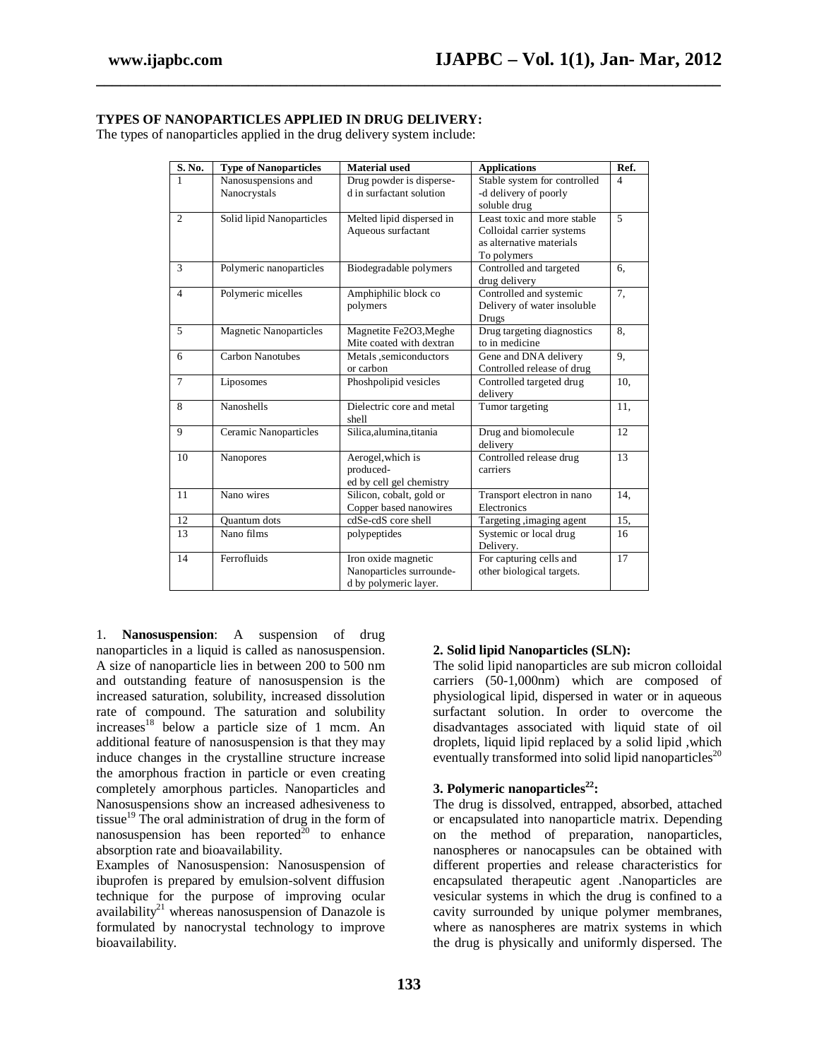**TYPES OF NANOPARTICLES APPLIED IN DRUG DELIVERY:**

The types of nanoparticles applied in the drug delivery system include:

| S. No. | Type of Nanoparticles | Material used | Applications | Ref. |
|---|---|---|---|---|
| 1 | Nanosuspensions and Nanocrystals | Drug powder is disperse-d in surfactant solution | Stable system for controlled -d delivery of poorly soluble drug | 4 |
| 2 | Solid lipid Nanoparticles | Melted lipid dispersed in Aqueous surfactant | Least toxic and more stable Colloidal carrier systems as alternative materials To polymers | 5 |
| 3 | Polymeric nanoparticles | Biodegradable polymers | Controlled and targeted drug delivery | 6, |
| 4 | Polymeric micelles | Amphiphilic block co polymers | Controlled and systemic Delivery of water insoluble Drugs | 7, |
| 5 | Magnetic Nanoparticles | Magnetite Fe2O3,Meghe Mite coated with dextran | Drug targeting diagnostics to in medicine | 8, |
| 6 | Carbon Nanotubes | Metals ,semiconductors or carbon | Gene and DNA delivery Controlled release of drug | 9, |
| 7 | Liposomes | Phoshpolipid vesicles | Controlled targeted drug delivery | 10, |
| 8 | Nanoshells | Dielectric core and metal shell | Tumor targeting | 11, |
| 9 | Ceramic Nanoparticles | Silica,alumina,titania | Drug and biomolecule delivery | 12 |
| 10 | Nanopores | Aerogel,which is produced-ed by cell gel chemistry | Controlled release drug carriers | 13 |
| 11 | Nano wires | Silicon, cobalt, gold or Copper based nanowires | Transport electron in nano Electronics | 14, |
| 12 | Quantum dots | cdSe-cdS core shell | Targeting ,imaging agent | 15, |
| 13 | Nano films | polypeptides | Systemic or local drug Delivery. | 16 |
| 14 | Ferrofluids | Iron oxide magnetic Nanoparticles surrounde-d by polymeric layer. | For capturing cells and other biological targets. | 17 |

1. **Nanosuspension**: A suspension of drug nanoparticles in a liquid is called as nanosuspension. A size of nanoparticle lies in between 200 to 500 nm and outstanding feature of nanosuspension is the increased saturation, solubility, increased dissolution rate of compound. The saturation and solubility increases[18] below a particle size of 1 mcm. An additional feature of nanosuspension is that they may induce changes in the crystalline structure increase the amorphous fraction in particle or even creating completely amorphous particles. Nanoparticles and Nanosuspensions show an increased adhesiveness to tissue[19] The oral administration of drug in the form of nanosuspension has been reported[20] to enhance absorption rate and bioavailability.

Examples of Nanosuspension: Nanosuspension of ibuprofen is prepared by emulsion-solvent diffusion technique for the purpose of improving ocular availability[21] whereas nanosuspension of Danazole is formulated by nanocrystal technology to improve bioavailability.

**2. Solid lipid Nanoparticles (SLN):**

The solid lipid nanoparticles are sub micron colloidal carriers (50-1,000nm) which are composed of physiological lipid, dispersed in water or in aqueous surfactant solution. In order to overcome the disadvantages associated with liquid state of oil droplets, liquid lipid replaced by a solid lipid ,which eventually transformed into solid lipid nanoparticles[20]

**3. Polymeric nanoparticles[22]:**

The drug is dissolved, entrapped, absorbed, attached or encapsulated into nanoparticle matrix. Depending on the method of preparation, nanoparticles, nanospheres or nanocapsules can be obtained with different properties and release characteristics for encapsulated therapeutic agent .Nanoparticles are vesicular systems in which the drug is confined to a cavity surrounded by unique polymer membranes, where as nanospheres are matrix systems in which the drug is physically and uniformly dispersed. The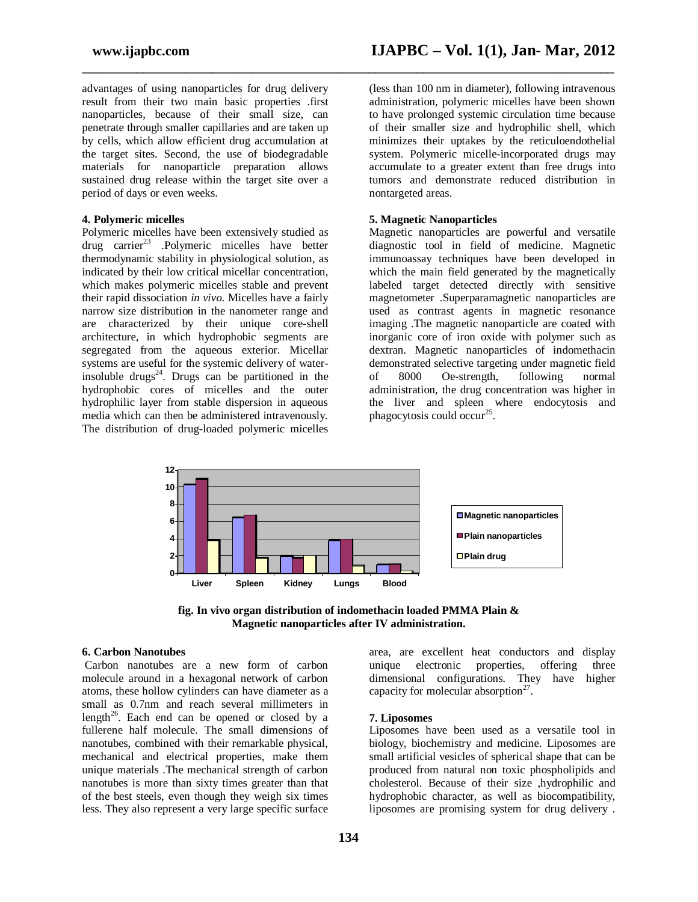advantages of using nanoparticles for drug delivery result from their two main basic properties .first nanoparticles, because of their small size, can penetrate through smaller capillaries and are taken up by cells, which allow efficient drug accumulation at the target sites. Second, the use of biodegradable materials for nanoparticle preparation allows sustained drug release within the target site over a period of days or even weeks.

#### 4. Polymeric micelles

Polymeric micelles have been extensively studied as drug carrier[23] .Polymeric micelles have better thermodynamic stability in physiological solution, as indicated by their low critical micellar concentration, which makes polymeric micelles stable and prevent their rapid dissociation *in vivo*. Micelles have a fairly narrow size distribution in the nanometer range and are characterized by their unique core-shell architecture, in which hydrophobic segments are segregated from the aqueous exterior. Micellar systems are useful for the systemic delivery of water-insoluble drugs[24]. Drugs can be partitioned in the hydrophobic cores of micelles and the outer hydrophilic layer from stable dispersion in aqueous media which can then be administered intravenously. The distribution of drug-loaded polymeric micelles (less than 100 nm in diameter), following intravenous administration, polymeric micelles have been shown to have prolonged systemic circulation time because of their smaller size and hydrophilic shell, which minimizes their uptakes by the reticuloendothelial system. Polymeric micelle-incorporated drugs may accumulate to a greater extent than free drugs into tumors and demonstrate reduced distribution in nontargeted areas.

#### 5. Magnetic Nanoparticles

Magnetic nanoparticles are powerful and versatile diagnostic tool in field of medicine. Magnetic immunoassay techniques have been developed in which the main field generated by the magnetically labeled target detected directly with sensitive magnetometer .Superparamagnetic nanoparticles are used as contrast agents in magnetic resonance imaging .The magnetic nanoparticle are coated with inorganic core of iron oxide with polymer such as dextran. Magnetic nanoparticles of indomethacin demonstrated selective targeting under magnetic field of 8000 Oe-strength, following normal administration, the drug concentration was higher in the liver and spleen where endocytosis and phagocytosis could occur[25].

**fig. In vivo organ distribution of indomethacin loaded PMMA Plain & Magnetic nanoparticles after IV administration.**

#### 6. Carbon Nanotubes

Carbon nanotubes are a new form of carbon molecule around in a hexagonal network of carbon atoms, these hollow cylinders can have diameter as a small as 0.7nm and reach several millimeters in length[26]. Each end can be opened or closed by a fullerene half molecule. The small dimensions of nanotubes, combined with their remarkable physical, mechanical and electrical properties, make them unique materials .The mechanical strength of carbon nanotubes is more than sixty times greater than that of the best steels, even though they weigh six times less. They also represent a very large specific surface area, are excellent heat conductors and display unique electronic properties, offering three dimensional configurations. They have higher capacity for molecular absorption[27].

#### 7. Liposomes

Liposomes have been used as a versatile tool in biology, biochemistry and medicine. Liposomes are small artificial vesicles of spherical shape that can be produced from natural non toxic phospholipids and cholesterol. Because of their size ,hydrophilic and hydrophobic character, as well as biocompatibility, liposomes are promising system for drug delivery .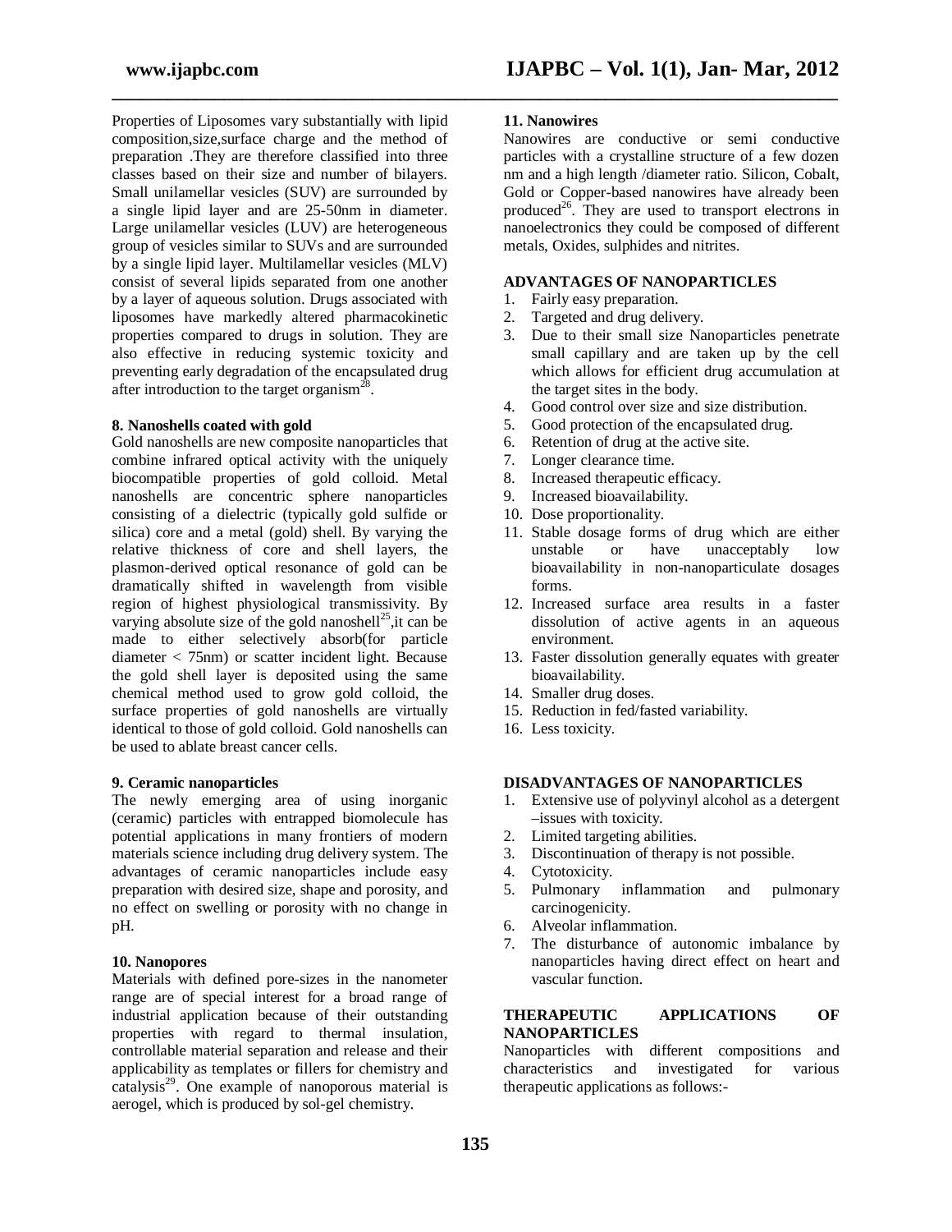Properties of Liposomes vary substantially with lipid composition,size,surface charge and the method of preparation .They are therefore classified into three classes based on their size and number of bilayers. Small unilamellar vesicles (SUV) are surrounded by a single lipid layer and are 25-50nm in diameter. Large unilamellar vesicles (LUV) are heterogeneous group of vesicles similar to SUVs and are surrounded by a single lipid layer. Multilamellar vesicles (MLV) consist of several lipids separated from one another by a layer of aqueous solution. Drugs associated with liposomes have markedly altered pharmacokinetic properties compared to drugs in solution. They are also effective in reducing systemic toxicity and preventing early degradation of the encapsulated drug after introduction to the target organism[28].

**8. Nanoshells coated with gold**

Gold nanoshells are new composite nanoparticles that combine infrared optical activity with the uniquely biocompatible properties of gold colloid. Metal nanoshells are concentric sphere nanoparticles consisting of a dielectric (typically gold sulfide or silica) core and a metal (gold) shell. By varying the relative thickness of core and shell layers, the plasmon-derived optical resonance of gold can be dramatically shifted in wavelength from visible region of highest physiological transmissivity. By varying absolute size of the gold nanoshell[25],it can be made to either selectively absorb(for particle diameter < 75nm) or scatter incident light. Because the gold shell layer is deposited using the same chemical method used to grow gold colloid, the surface properties of gold nanoshells are virtually identical to those of gold colloid. Gold nanoshells can be used to ablate breast cancer cells.

**9. Ceramic nanoparticles**

The newly emerging area of using inorganic (ceramic) particles with entrapped biomolecule has potential applications in many frontiers of modern materials science including drug delivery system. The advantages of ceramic nanoparticles include easy preparation with desired size, shape and porosity, and no effect on swelling or porosity with no change in pH.

**10. Nanopores**

Materials with defined pore-sizes in the nanometer range are of special interest for a broad range of industrial application because of their outstanding properties with regard to thermal insulation, controllable material separation and release and their applicability as templates or fillers for chemistry and catalysis[29]. One example of nanoporous material is aerogel, which is produced by sol-gel chemistry.

**11. Nanowires**

Nanowires are conductive or semi conductive particles with a crystalline structure of a few dozen nm and a high length /diameter ratio. Silicon, Cobalt, Gold or Copper-based nanowires have already been produced[26]. They are used to transport electrons in nanoelectronics they could be composed of different metals, Oxides, sulphides and nitrites.

**ADVANTAGES OF NANOPARTICLES**

1. Fairly easy preparation.
2. Targeted and drug delivery.
3. Due to their small size Nanoparticles penetrate small capillary and are taken up by the cell which allows for efficient drug accumulation at the target sites in the body.
4. Good control over size and size distribution.
5. Good protection of the encapsulated drug.
6. Retention of drug at the active site.
7. Longer clearance time.
8. Increased therapeutic efficacy.
9. Increased bioavailability.
10. Dose proportionality.
11. Stable dosage forms of drug which are either unstable or have unacceptably low bioavailability in non-nanoparticulate dosages forms.
12. Increased surface area results in a faster dissolution of active agents in an aqueous environment.
13. Faster dissolution generally equates with greater bioavailability.
14. Smaller drug doses.
15. Reduction in fed/fasted variability.
16. Less toxicity.

**DISADVANTAGES OF NANOPARTICLES**

1. Extensive use of polyvinyl alcohol as a detergent –issues with toxicity.
2. Limited targeting abilities.
3. Discontinuation of therapy is not possible.
4. Cytotoxicity.
5. Pulmonary inflammation and pulmonary carcinogenicity.
6. Alveolar inflammation.
7. The disturbance of autonomic imbalance by nanoparticles having direct effect on heart and vascular function.

**THERAPEUTIC APPLICATIONS OF NANOPARTICLES**

Nanoparticles with different compositions and characteristics and investigated for various therapeutic applications as follows:-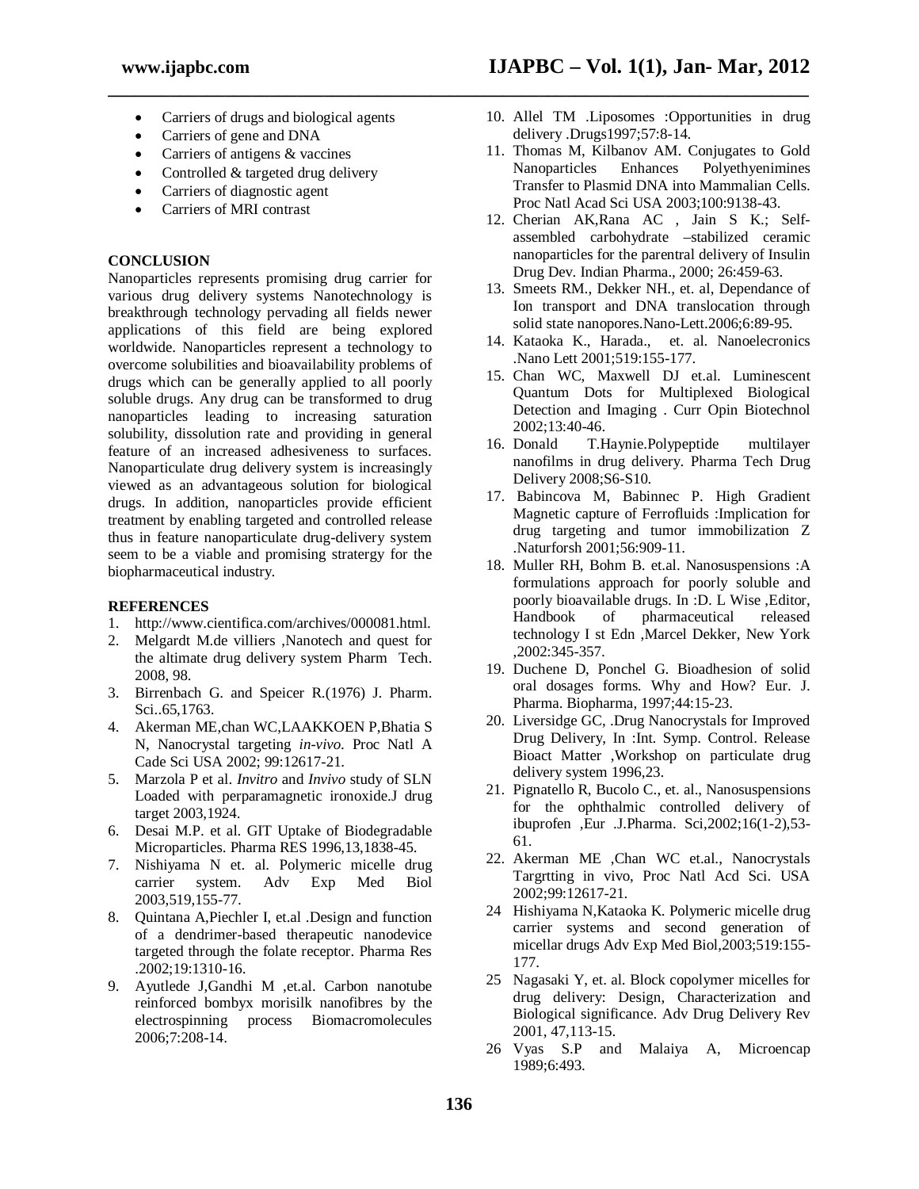- Carriers of drugs and biological agents
- Carriers of gene and DNA
- Carriers of antigens & vaccines
- Controlled & targeted drug delivery
- Carriers of diagnostic agent
- Carriers of MRI contrast

## CONCLUSION

Nanoparticles represents promising drug carrier for various drug delivery systems Nanotechnology is breakthrough technology pervading all fields newer applications of this field are being explored worldwide. Nanoparticles represent a technology to overcome solubilities and bioavailability problems of drugs which can be generally applied to all poorly soluble drugs. Any drug can be transformed to drug nanoparticles leading to increasing saturation solubility, dissolution rate and providing in general feature of an increased adhesiveness to surfaces. Nanoparticulate drug delivery system is increasingly viewed as an advantageous solution for biological drugs. In addition, nanoparticles provide efficient treatment by enabling targeted and controlled release thus in feature nanoparticulate drug-delivery system seem to be a viable and promising stratergy for the biopharmaceutical industry.

## REFERENCES

1. http://www.cientifica.com/archives/000081.html.
2. Melgardt M.de villiers ,Nanotech and quest for the altimate drug delivery system Pharm Tech. 2008, 98.
3. Birrenbach G. and Speicer R.(1976) J. Pharm. Sci..65,1763.
4. Akerman ME,chan WC,LAAKKOEN P,Bhatia S N, Nanocrystal targeting *in-vivo*. Proc Natl A Cade Sci USA 2002; 99:12617-21.
5. Marzola P et al. *Invitro* and *Invivo* study of SLN Loaded with perparamagnetic ironoxide.J drug target 2003,1924.
6. Desai M.P. et al. GIT Uptake of Biodegradable Microparticles. Pharma RES 1996,13,1838-45.
7. Nishiyama N et. al. Polymeric micelle drug carrier system. Adv Exp Med Biol 2003,519,155-77.
8. Quintana A,Piechler I, et.al .Design and function of a dendrimer-based therapeutic nanodevice targeted through the folate receptor. Pharma Res .2002;19:1310-16.
9. Ayutlede J,Gandhi M ,et.al. Carbon nanotube reinforced bombyx morisilk nanofibres by the electrospinning process Biomacromolecules 2006;7:208-14.
10. Allel TM .Liposomes :Opportunities in drug delivery .Drugs1997;57:8-14.
11. Thomas M, Kilbanov AM. Conjugates to Gold Nanoparticles Enhances Polyethyenimines Transfer to Plasmid DNA into Mammalian Cells. Proc Natl Acad Sci USA 2003;100:9138-43.
12. Cherian AK,Rana AC , Jain S K.; Self-assembled carbohydrate –stabilized ceramic nanoparticles for the parentral delivery of Insulin Drug Dev. Indian Pharma., 2000; 26:459-63.
13. Smeets RM., Dekker NH., et. al, Dependance of Ion transport and DNA translocation through solid state nanopores.Nano-Lett.2006;6:89-95.
14. Kataoka K., Harada., et. al. Nanoelecronics .Nano Lett 2001;519:155-177.
15. Chan WC, Maxwell DJ et.al. Luminescent Quantum Dots for Multiplexed Biological Detection and Imaging . Curr Opin Biotechnol 2002;13:40-46.
16. Donald T.Haynie.Polypeptide multilayer nanofilms in drug delivery. Pharma Tech Drug Delivery 2008;S6-S10.
17. Babincova M, Babinnec P. High Gradient Magnetic capture of Ferrofluids :Implication for drug targeting and tumor immobilization Z .Naturforsh 2001;56:909-11.
18. Muller RH, Bohm B. et.al. Nanosuspensions :A formulations approach for poorly soluble and poorly bioavailable drugs. In :D. L Wise ,Editor, Handbook of pharmaceutical released technology I st Edn ,Marcel Dekker, New York ,2002:345-357.
19. Duchene D, Ponchel G. Bioadhesion of solid oral dosages forms. Why and How? Eur. J. Pharma. Biopharma, 1997;44:15-23.
20. Liversidge GC, .Drug Nanocrystals for Improved Drug Delivery, In :Int. Symp. Control. Release Bioact Matter ,Workshop on particulate drug delivery system 1996,23.
21. Pignatello R, Bucolo C., et. al., Nanosuspensions for the ophthalmic controlled delivery of ibuprofen ,Eur .J.Pharma. Sci,2002;16(1-2),53-61.
22. Akerman ME ,Chan WC et.al., Nanocrystals Targrtting in vivo, Proc Natl Acd Sci. USA 2002;99:12617-21.

24 Hishiyama N,Kataoka K. Polymeric micelle drug carrier systems and second generation of micellar drugs Adv Exp Med Biol,2003;519:155-177.

25 Nagasaki Y, et. al. Block copolymer micelles for drug delivery: Design, Characterization and Biological significance. Adv Drug Delivery Rev 2001, 47,113-15.

26 Vyas S.P and Malaiya A, Microencap 1989;6:493.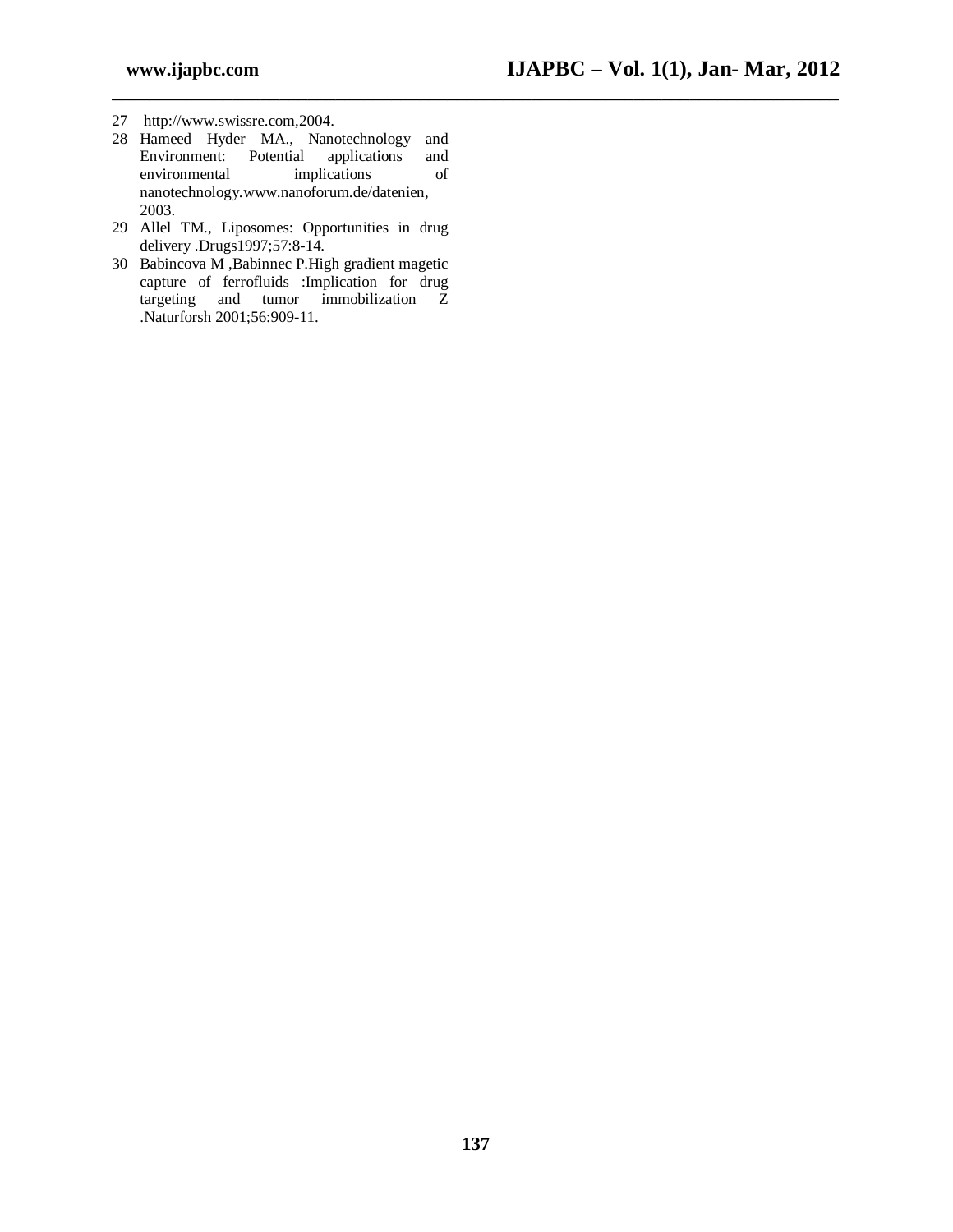27 http://www.swissre.com,2004.
28 Hameed Hyder MA., Nanotechnology and Environment: Potential applications and environmental implications of nanotechnology.www.nanoforum.de/datenien, 2003.
29 Allel TM., Liposomes: Opportunities in drug delivery .Drugs1997;57:8-14.
30 Babincova M ,Babinnec P.High gradient magetic capture of ferrofluids :Implication for drug targeting and tumor immobilization Z .Naturforsh 2001;56:909-11.